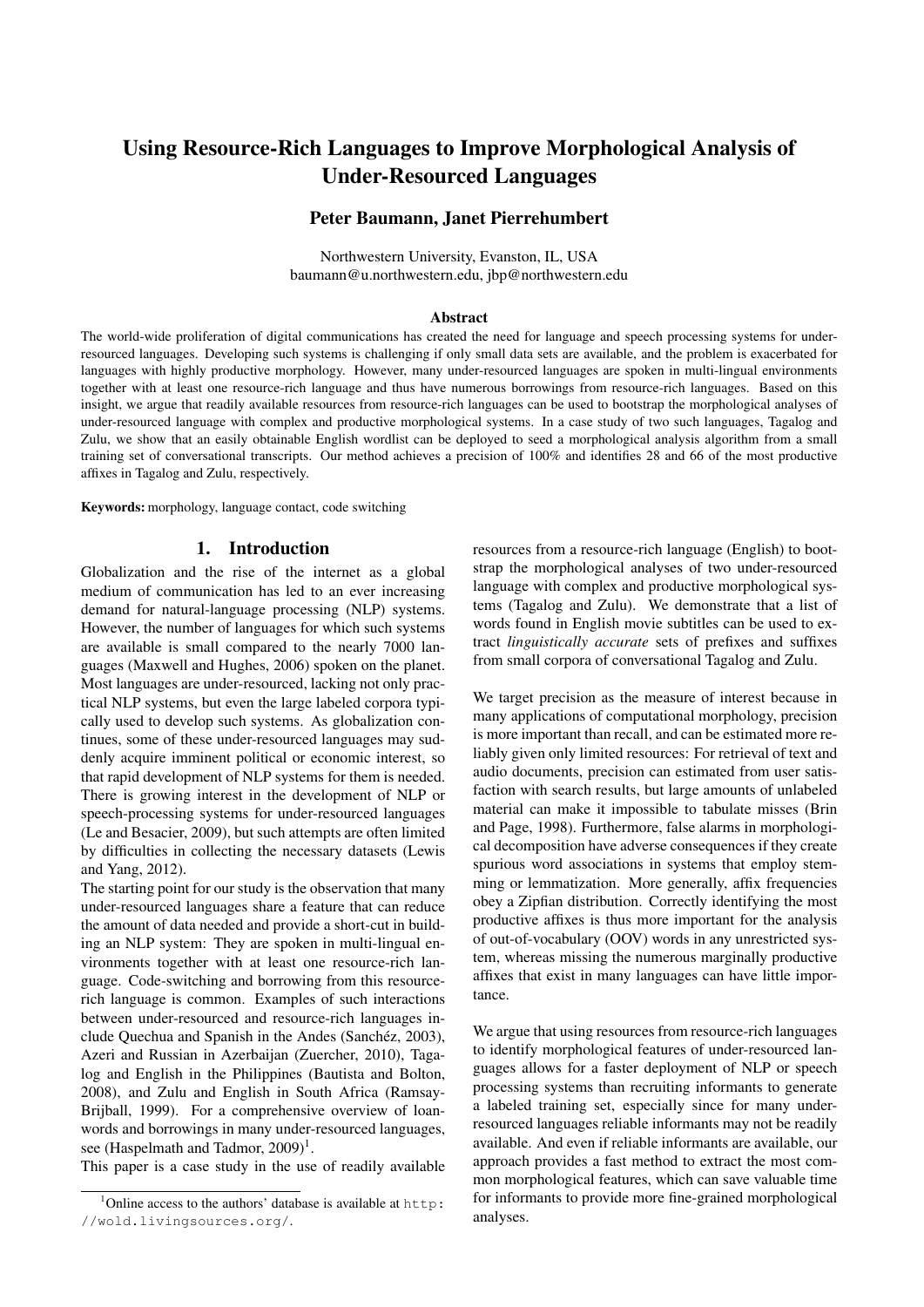# Using Resource-Rich Languages to Improve Morphological Analysis of Under-Resourced Languages

**Peter Baumann, Janet Pierrehumbert**

Northwestern University, Evanston, IL, USA
baumann@u.northwestern.edu, jbp@northwestern.edu

### Abstract

The world-wide proliferation of digital communications has created the need for language and speech processing systems for under-resourced languages. Developing such systems is challenging if only small data sets are available, and the problem is exacerbated for languages with highly productive morphology. However, many under-resourced languages are spoken in multi-lingual environments together with at least one resource-rich language and thus have numerous borrowings from resource-rich languages. Based on this insight, we argue that readily available resources from resource-rich languages can be used to bootstrap the morphological analyses of under-resourced language with complex and productive morphological systems. In a case study of two such languages, Tagalog and Zulu, we show that an easily obtainable English wordlist can be deployed to seed a morphological analysis algorithm from a small training set of conversational transcripts. Our method achieves a precision of 100% and identifies 28 and 66 of the most productive affixes in Tagalog and Zulu, respectively.

**Keywords:** morphology, language contact, code switching

## 1. Introduction

Globalization and the rise of the internet as a global medium of communication has led to an ever increasing demand for natural-language processing (NLP) systems. However, the number of languages for which such systems are available is small compared to the nearly 7000 languages (Maxwell and Hughes, 2006) spoken on the planet. Most languages are under-resourced, lacking not only practical NLP systems, but even the large labeled corpora typically used to develop such systems. As globalization continues, some of these under-resourced languages may suddenly acquire imminent political or economic interest, so that rapid development of NLP systems for them is needed. There is growing interest in the development of NLP or speech-processing systems for under-resourced languages (Le and Besacier, 2009), but such attempts are often limited by difficulties in collecting the necessary datasets (Lewis and Yang, 2012).

The starting point for our study is the observation that many under-resourced languages share a feature that can reduce the amount of data needed and provide a short-cut in building an NLP system: They are spoken in multi-lingual environments together with at least one resource-rich language. Code-switching and borrowing from this resource-rich language is common. Examples of such interactions between under-resourced and resource-rich languages include Quechua and Spanish in the Andes (Sanchéz, 2003), Azeri and Russian in Azerbaijan (Zuercher, 2010), Tagalog and English in the Philippines (Bautista and Bolton, 2008), and Zulu and English in South Africa (Ramsay-Brijball, 1999). For a comprehensive overview of loanwords and borrowings in many under-resourced languages, see (Haspelmath and Tadmor, 2009)[1].

This paper is a case study in the use of readily available resources from a resource-rich language (English) to bootstrap the morphological analyses of two under-resourced language with complex and productive morphological systems (Tagalog and Zulu). We demonstrate that a list of words found in English movie subtitles can be used to extract *linguistically accurate* sets of prefixes and suffixes from small corpora of conversational Tagalog and Zulu.

We target precision as the measure of interest because in many applications of computational morphology, precision is more important than recall, and can be estimated more reliably given only limited resources: For retrieval of text and audio documents, precision can estimated from user satisfaction with search results, but large amounts of unlabeled material can make it impossible to tabulate misses (Brin and Page, 1998). Furthermore, false alarms in morphological decomposition have adverse consequences if they create spurious word associations in systems that employ stemming or lemmatization. More generally, affix frequencies obey a Zipfian distribution. Correctly identifying the most productive affixes is thus more important for the analysis of out-of-vocabulary (OOV) words in any unrestricted system, whereas missing the numerous marginally productive affixes that exist in many languages can have little importance.

We argue that using resources from resource-rich languages to identify morphological features of under-resourced languages allows for a faster deployment of NLP or speech processing systems than recruiting informants to generate a labeled training set, especially since for many under-resourced languages reliable informants may not be readily available. And even if reliable informants are available, our approach provides a fast method to extract the most common morphological features, which can save valuable time for informants to provide more fine-grained morphological analyses.

[1] Online access to the authors' database is available at http://wold.livingsources.org/.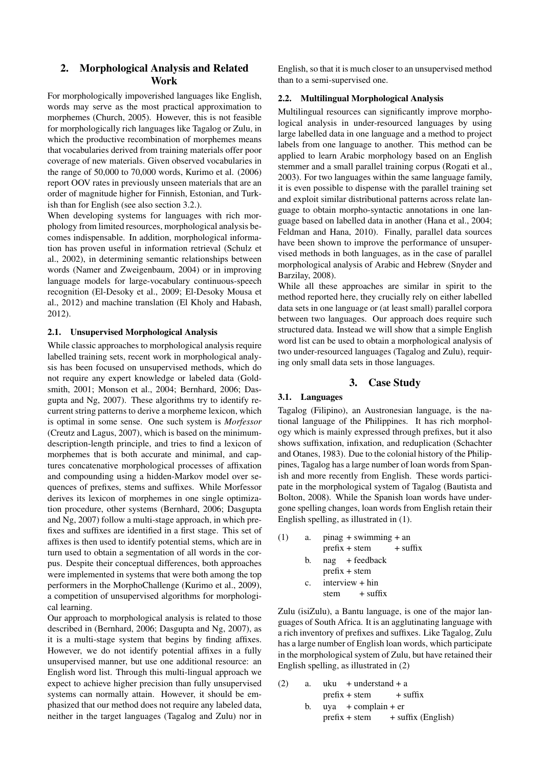## 2. Morphological Analysis and Related Work

For morphologically impoverished languages like English, words may serve as the most practical approximation to morphemes (Church, 2005). However, this is not feasible for morphologically rich languages like Tagalog or Zulu, in which the productive recombination of morphemes means that vocabularies derived from training materials offer poor coverage of new materials. Given observed vocabularies in the range of 50,000 to 70,000 words, Kurimo et al. (2006) report OOV rates in previously unseen materials that are an order of magnitude higher for Finnish, Estonian, and Turkish than for English (see also section 3.2.).

When developing systems for languages with rich morphology from limited resources, morphological analysis becomes indispensable. In addition, morphological information has proven useful in information retrieval (Schulz et al., 2002), in determining semantic relationships between words (Namer and Zweigenbaum, 2004) or in improving language models for large-vocabulary continuous-speech recognition (El-Desoky et al., 2009; El-Desoky Mousa et al., 2012) and machine translation (El Kholy and Habash, 2012).

### 2.1. Unsupervised Morphological Analysis

While classic approaches to morphological analysis require labelled training sets, recent work in morphological analysis has been focused on unsupervised methods, which do not require any expert knowledge or labeled data (Goldsmith, 2001; Monson et al., 2004; Bernhard, 2006; Dasgupta and Ng, 2007). These algorithms try to identify recurrent string patterns to derive a morpheme lexicon, which is optimal in some sense. One such system is *Morfessor* (Creutz and Lagus, 2007), which is based on the minimum-description-length principle, and tries to find a lexicon of morphemes that is both accurate and minimal, and captures concatenative morphological processes of affixation and compounding using a hidden-Markov model over sequences of prefixes, stems and suffixes. While Morfessor derives its lexicon of morphemes in one single optimization procedure, other systems (Bernhard, 2006; Dasgupta and Ng, 2007) follow a multi-stage approach, in which prefixes and suffixes are identified in a first stage. This set of affixes is then used to identify potential stems, which are in turn used to obtain a segmentation of all words in the corpus. Despite their conceptual differences, both approaches were implemented in systems that were both among the top performers in the MorphoChallenge (Kurimo et al., 2009), a competition of unsupervised algorithms for morphological learning.

Our approach to morphological analysis is related to those described in (Bernhard, 2006; Dasgupta and Ng, 2007), as it is a multi-stage system that begins by finding affixes. However, we do not identify potential affixes in a fully unsupervised manner, but use one additional resource: an English word list. Through this multi-lingual approach we expect to achieve higher precision than fully unsupervised systems can normally attain. However, it should be emphasized that our method does not require any labeled data, neither in the target languages (Tagalog and Zulu) nor in English, so that it is much closer to an unsupervised method than to a semi-supervised one.

### 2.2. Multilingual Morphological Analysis

Multilingual resources can significantly improve morphological analysis in under-resourced languages by using large labelled data in one language and a method to project labels from one language to another. This method can be applied to learn Arabic morphology based on an English stemmer and a small parallel training corpus (Rogati et al., 2003). For two languages within the same language family, it is even possible to dispense with the parallel training set and exploit similar distributional patterns across relate language to obtain morpho-syntactic annotations in one language based on labelled data in another (Hana et al., 2004; Feldman and Hana, 2010). Finally, parallel data sources have been shown to improve the performance of unsupervised methods in both languages, as in the case of parallel morphological analysis of Arabic and Hebrew (Snyder and Barzilay, 2008).

While all these approaches are similar in spirit to the method reported here, they crucially rely on either labelled data sets in one language or (at least small) parallel corpora between two languages. Our approach does require such structured data. Instead we will show that a simple English word list can be used to obtain a morphological analysis of two under-resourced languages (Tagalog and Zulu), requiring only small data sets in those languages.

## 3. Case Study

### 3.1. Languages

Tagalog (Filipino), an Austronesian language, is the national language of the Philippines. It has rich morphology which is mainly expressed through prefixes, but it also shows suffixation, infixation, and reduplication (Schachter and Otanes, 1983). Due to the colonial history of the Philippines, Tagalog has a large number of loan words from Spanish and more recently from English. These words participate in the morphological system of Tagalog (Bautista and Bolton, 2008). While the Spanish loan words have undergone spelling changes, loan words from English retain their English spelling, as illustrated in (1).

(1)
a. pinag + swimming + an
   prefix + stem + suffix
b. nag + feedback
   prefix + stem
c. interview + hin
   stem + suffix

Zulu (isiZulu), a Bantu language, is one of the major languages of South Africa. It is an agglutinating language with a rich inventory of prefixes and suffixes. Like Tagalog, Zulu has a large number of English loan words, which participate in the morphological system of Zulu, but have retained their English spelling, as illustrated in (2)

(2)
a. uku + understand + a
   prefix + stem + suffix
b. uya + complain + er
   prefix + stem + suffix (English)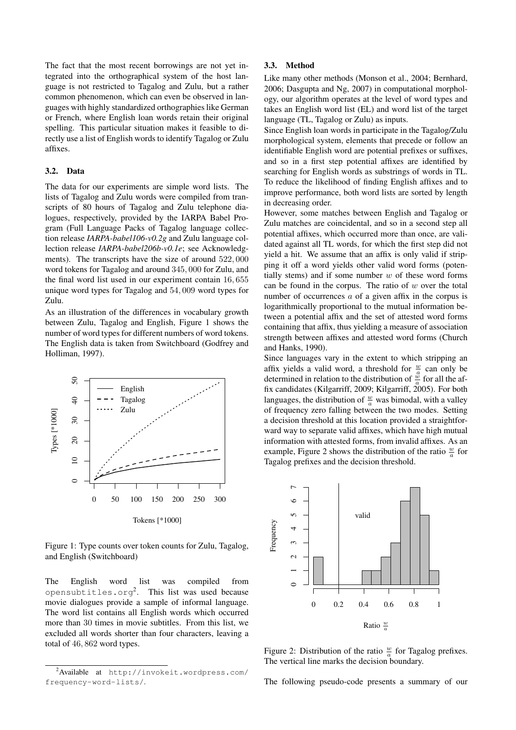The fact that the most recent borrowings are not yet integrated into the orthographical system of the host language is not restricted to Tagalog and Zulu, but a rather common phenomenon, which can even be observed in languages with highly standardized orthographies like German or French, where English loan words retain their original spelling. This particular situation makes it feasible to directly use a list of English words to identify Tagalog or Zulu affixes.

### 3.2. Data

The data for our experiments are simple word lists. The lists of Tagalog and Zulu words were compiled from transcripts of 80 hours of Tagalog and Zulu telephone dialogues, respectively, provided by the IARPA Babel Program (Full Language Packs of Tagalog language collection release *IARPA-babel106-v0.2g* and Zulu language collection release *IARPA-babel206b-v0.1e*; see Acknowledgments). The transcripts have the size of around $522,000$ word tokens for Tagalog and around $345,000$ for Zulu, and the final word list used in our experiment contain $16,655$ unique word types for Tagalog and $54,009$ word types for Zulu.

As an illustration of the differences in vocabulary growth between Zulu, Tagalog and English, Figure 1 shows the number of word types for different numbers of word tokens. The English data is taken from Switchboard (Godfrey and Holliman, 1997).

Figure 1: Type counts over token counts for Zulu, Tagalog, and English (Switchboard)

The English word list was compiled from `opensubtitles.org`[2]. This list was used because movie dialogues provide a sample of informal language. The word list contains all English words which occurred more than 30 times in movie subtitles. From this list, we excluded all words shorter than four characters, leaving a total of $46,862$ word types.

[2]Available at `http://invokeit.wordpress.com/frequency-word-lists/`.

### 3.3. Method

Like many other methods (Monson et al., 2004; Bernhard, 2006; Dasgupta and Ng, 2007) in computational morphology, our algorithm operates at the level of word types and takes an English word list (EL) and word list of the target language (TL, Tagalog or Zulu) as inputs.

Since English loan words in participate in the Tagalog/Zulu morphological system, elements that precede or follow an identifiable English word are potential prefixes or suffixes, and so in a first step potential affixes are identified by searching for English words as substrings of words in TL. To reduce the likelihood of finding English affixes and to improve performance, both word lists are sorted by length in decreasing order.

However, some matches between English and Tagalog or Zulu matches are coincidental, and so in a second step all potential affixes, which occurred more than once, are validated against all TL words, for which the first step did not yield a hit. We assume that an affix is only valid if stripping it off a word yields other valid word forms (potentially stems) and if some number $w$ of these word forms can be found in the corpus. The ratio of $w$ over the total number of occurrences $a$ of a given affix in the corpus is logarithmically proportional to the mutual information between a potential affix and the set of attested word forms containing that affix, thus yielding a measure of association strength between affixes and attested word forms (Church and Hanks, 1990).

Since languages vary in the extent to which stripping an affix yields a valid word, a threshold for $\frac{w}{a}$ can only be determined in relation to the distribution of $\frac{w}{a}$ for all the affix candidates (Kilgarriff, 2009; Kilgarriff, 2005). For both languages, the distribution of $\frac{w}{a}$ was bimodal, with a valley of frequency zero falling between the two modes. Setting a decision threshold at this location provided a straightforward way to separate valid affixes, which have high mutual information with attested forms, from invalid affixes. As an example, Figure 2 shows the distribution of the ratio $\frac{w}{a}$ for Tagalog prefixes and the decision threshold.

Figure 2: Distribution of the ratio $\frac{w}{a}$ for Tagalog prefixes. The vertical line marks the decision boundary.

The following pseudo-code presents a summary of our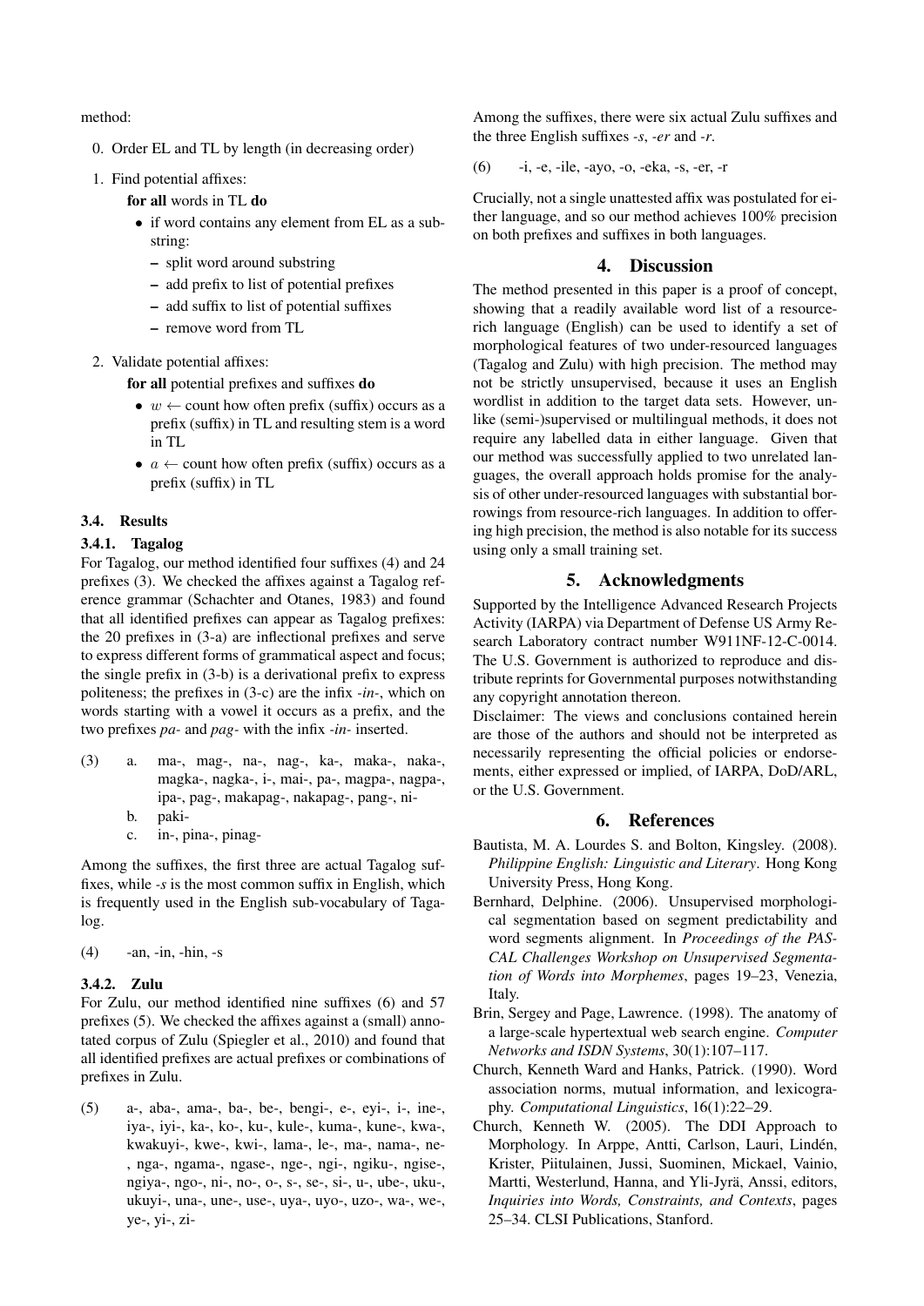method:

0. Order EL and TL by length (in decreasing order)
1. Find potential affixes:

   **for all** words in TL **do**

   - if word contains any element from EL as a substring:
     - split word around substring
     - add prefix to list of potential prefixes
     - add suffix to list of potential suffixes
     - remove word from TL
2. Validate potential affixes:

   **for all** potential prefixes and suffixes **do**

   - $w \leftarrow$ count how often prefix (suffix) occurs as a prefix (suffix) in TL and resulting stem is a word in TL
   - $a \leftarrow$ count how often prefix (suffix) occurs as a prefix (suffix) in TL

### 3.4. Results

#### 3.4.1. Tagalog

For Tagalog, our method identified four suffixes (4) and 24 prefixes (3). We checked the affixes against a Tagalog reference grammar (Schachter and Otanes, 1983) and found that all identified prefixes can appear as Tagalog prefixes: the 20 prefixes in (3-a) are inflectional prefixes and serve to express different forms of grammatical aspect and focus; the single prefix in (3-b) is a derivational prefix to express politeness; the prefixes in (3-c) are the infix *-in-*, which on words starting with a vowel it occurs as a prefix, and the two prefixes *pa-* and *pag-* with the infix *-in-* inserted.

(3) a. ma-, mag-, na-, nag-, ka-, maka-, naka-, magka-, nagka-, i-, mai-, pa-, magpa-, nagpa-, ipa-, pag-, makapag-, nakapag-, pang-, ni-

b. paki-

c. in-, pina-, pinag-

Among the suffixes, the first three are actual Tagalog suffixes, while *-s* is the most common suffix in English, which is frequently used in the English sub-vocabulary of Tagalog.

(4) -an, -in, -hin, -s

#### 3.4.2. Zulu

For Zulu, our method identified nine suffixes (6) and 57 prefixes (5). We checked the affixes against a (small) annotated corpus of Zulu (Spiegler et al., 2010) and found that all identified prefixes are actual prefixes or combinations of prefixes in Zulu.

(5) a-, aba-, ama-, ba-, be-, bengi-, e-, eyi-, i-, ine-, iya-, iyi-, ka-, ko-, ku-, kule-, kuma-, kune-, kwa-, kwakuyi-, kwe-, kwi-, lama-, le-, ma-, nama-, ne-, nga-, ngama-, ngase-, nge-, ngi-, ngiku-, ngise-, ngiya-, ngo-, ni-, no-, o-, s-, se-, si-, u-, ube-, uku-, ukuyi-, una-, une-, use-, uya-, uyo-, uzo-, wa-, we-, ye-, yi-, zi-

Among the suffixes, there were six actual Zulu suffixes and the three English suffixes *-s*, *-er* and *-r*.

(6) -i, -e, -ile, -ayo, -o, -eka, -s, -er, -r

Crucially, not a single unattested affix was postulated for either language, and so our method achieves 100% precision on both prefixes and suffixes in both languages.

## 4. Discussion

The method presented in this paper is a proof of concept, showing that a readily available word list of a resource-rich language (English) can be used to identify a set of morphological features of two under-resourced languages (Tagalog and Zulu) with high precision. The method may not be strictly unsupervised, because it uses an English wordlist in addition to the target data sets. However, unlike (semi-)supervised or multilingual methods, it does not require any labelled data in either language. Given that our method was successfully applied to two unrelated languages, the overall approach holds promise for the analysis of other under-resourced languages with substantial borrowings from resource-rich languages. In addition to offering high precision, the method is also notable for its success using only a small training set.

## 5. Acknowledgments

Supported by the Intelligence Advanced Research Projects Activity (IARPA) via Department of Defense US Army Research Laboratory contract number W911NF-12-C-0014. The U.S. Government is authorized to reproduce and distribute reprints for Governmental purposes notwithstanding any copyright annotation thereon.

Disclaimer: The views and conclusions contained herein are those of the authors and should not be interpreted as necessarily representing the official policies or endorsements, either expressed or implied, of IARPA, DoD/ARL, or the U.S. Government.

## 6. References

Bautista, M. A. Lourdes S. and Bolton, Kingsley. (2008). *Philippine English: Linguistic and Literary*. Hong Kong University Press, Hong Kong.

Bernhard, Delphine. (2006). Unsupervised morphological segmentation based on segment predictability and word segments alignment. In *Proceedings of the PASCAL Challenges Workshop on Unsupervised Segmentation of Words into Morphemes*, pages 19–23, Venezia, Italy.

Brin, Sergey and Page, Lawrence. (1998). The anatomy of a large-scale hypertextual web search engine. *Computer Networks and ISDN Systems*, 30(1):107–117.

Church, Kenneth Ward and Hanks, Patrick. (1990). Word association norms, mutual information, and lexicography. *Computational Linguistics*, 16(1):22–29.

Church, Kenneth W. (2005). The DDI Approach to Morphology. In Arppe, Antti, Carlson, Lauri, Lindén, Krister, Piitulainen, Jussi, Suominen, Mickael, Vainio, Martti, Westerlund, Hanna, and Yli-Jyrä, Anssi, editors, *Inquiries into Words, Constraints, and Contexts*, pages 25–34. CLSI Publications, Stanford.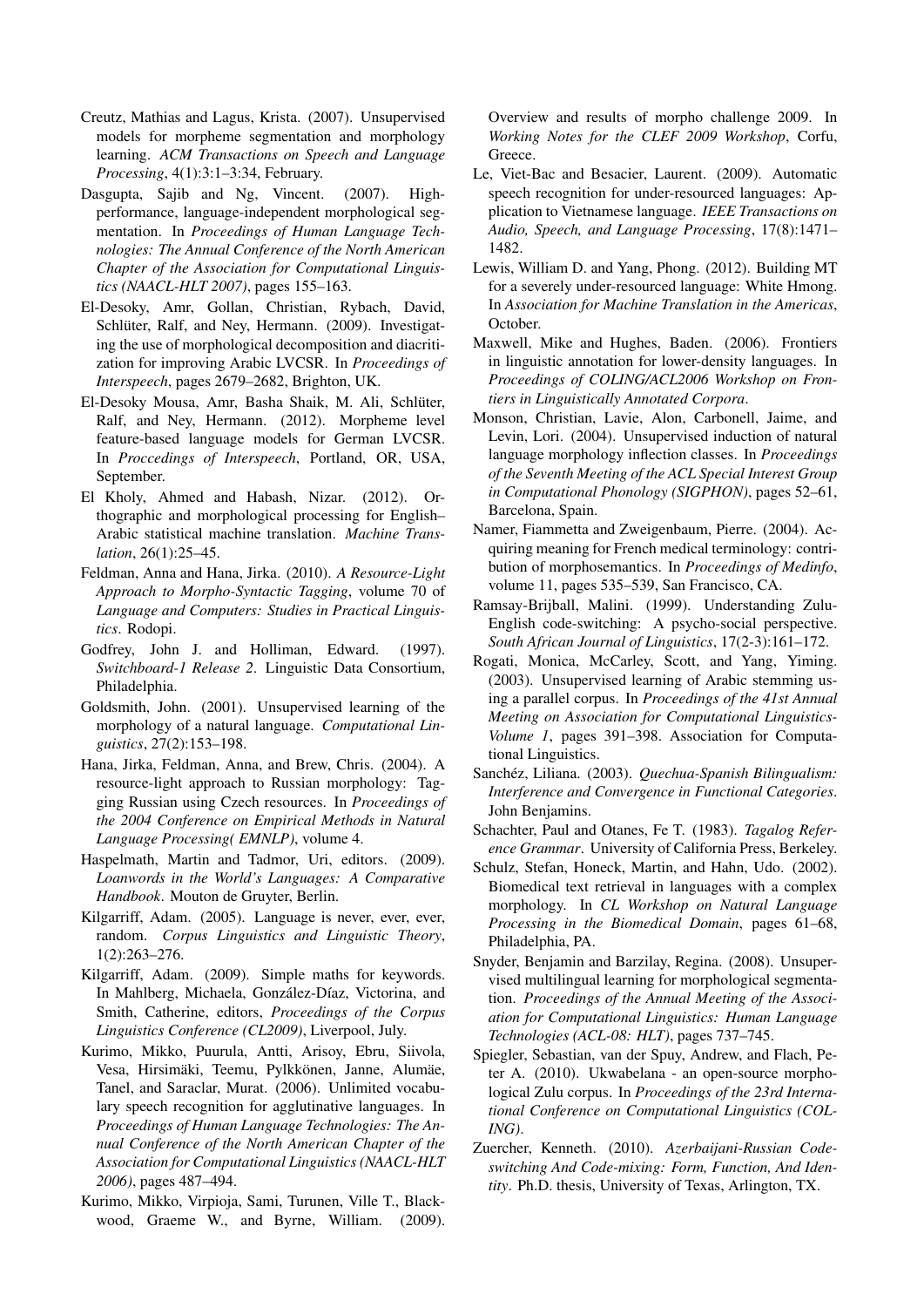Creutz, Mathias and Lagus, Krista. (2007). Unsupervised models for morpheme segmentation and morphology learning. *ACM Transactions on Speech and Language Processing*, 4(1):3:1–3:34, February.

Dasgupta, Sajib and Ng, Vincent. (2007). High-performance, language-independent morphological segmentation. In *Proceedings of Human Language Technologies: The Annual Conference of the North American Chapter of the Association for Computational Linguistics (NAACL-HLT 2007)*, pages 155–163.

El-Desoky, Amr, Gollan, Christian, Rybach, David, Schlüter, Ralf, and Ney, Hermann. (2009). Investigating the use of morphological decomposition and diacritization for improving Arabic LVCSR. In *Proceedings of Interspeech*, pages 2679–2682, Brighton, UK.

El-Desoky Mousa, Amr, Basha Shaik, M. Ali, Schlüter, Ralf, and Ney, Hermann. (2012). Morpheme level feature-based language models for German LVCSR. In *Proccedings of Interspeech*, Portland, OR, USA, September.

El Kholy, Ahmed and Habash, Nizar. (2012). Orthographic and morphological processing for English–Arabic statistical machine translation. *Machine Translation*, 26(1):25–45.

Feldman, Anna and Hana, Jirka. (2010). *A Resource-Light Approach to Morpho-Syntactic Tagging*, volume 70 of *Language and Computers: Studies in Practical Linguistics*. Rodopi.

Godfrey, John J. and Holliman, Edward. (1997). *Switchboard-1 Release 2*. Linguistic Data Consortium, Philadelphia.

Goldsmith, John. (2001). Unsupervised learning of the morphology of a natural language. *Computational Linguistics*, 27(2):153–198.

Hana, Jirka, Feldman, Anna, and Brew, Chris. (2004). A resource-light approach to Russian morphology: Tagging Russian using Czech resources. In *Proceedings of the 2004 Conference on Empirical Methods in Natural Language Processing( EMNLP)*, volume 4.

Haspelmath, Martin and Tadmor, Uri, editors. (2009). *Loanwords in the World's Languages: A Comparative Handbook*. Mouton de Gruyter, Berlin.

Kilgarriff, Adam. (2005). Language is never, ever, ever, random. *Corpus Linguistics and Linguistic Theory*, 1(2):263–276.

Kilgarriff, Adam. (2009). Simple maths for keywords. In Mahlberg, Michaela, González-Díaz, Victorina, and Smith, Catherine, editors, *Proceedings of the Corpus Linguistics Conference (CL2009)*, Liverpool, July.

Kurimo, Mikko, Puurula, Antti, Arisoy, Ebru, Siivola, Vesa, Hirsimäki, Teemu, Pylkkönen, Janne, Alumäe, Tanel, and Saraclar, Murat. (2006). Unlimited vocabulary speech recognition for agglutinative languages. In *Proceedings of Human Language Technologies: The Annual Conference of the North American Chapter of the Association for Computational Linguistics (NAACL-HLT 2006)*, pages 487–494.

Kurimo, Mikko, Virpioja, Sami, Turunen, Ville T., Blackwood, Graeme W., and Byrne, William. (2009). Overview and results of morpho challenge 2009. In *Working Notes for the CLEF 2009 Workshop*, Corfu, Greece.

Le, Viet-Bac and Besacier, Laurent. (2009). Automatic speech recognition for under-resourced languages: Application to Vietnamese language. *IEEE Transactions on Audio, Speech, and Language Processing*, 17(8):1471–1482.

Lewis, William D. and Yang, Phong. (2012). Building MT for a severely under-resourced language: White Hmong. In *Association for Machine Translation in the Americas*, October.

Maxwell, Mike and Hughes, Baden. (2006). Frontiers in linguistic annotation for lower-density languages. In *Proceedings of COLING/ACL2006 Workshop on Frontiers in Linguistically Annotated Corpora*.

Monson, Christian, Lavie, Alon, Carbonell, Jaime, and Levin, Lori. (2004). Unsupervised induction of natural language morphology inflection classes. In *Proceedings of the Seventh Meeting of the ACL Special Interest Group in Computational Phonology (SIGPHON)*, pages 52–61, Barcelona, Spain.

Namer, Fiammetta and Zweigenbaum, Pierre. (2004). Acquiring meaning for French medical terminology: contribution of morphosemantics. In *Proceedings of Medinfo*, volume 11, pages 535–539, San Francisco, CA.

Ramsay-Brijball, Malini. (1999). Understanding Zulu-English code-switching: A psycho-social perspective. *South African Journal of Linguistics*, 17(2-3):161–172.

Rogati, Monica, McCarley, Scott, and Yang, Yiming. (2003). Unsupervised learning of Arabic stemming using a parallel corpus. In *Proceedings of the 41st Annual Meeting on Association for Computational Linguistics-Volume 1*, pages 391–398. Association for Computational Linguistics.

Sanchéz, Liliana. (2003). *Quechua-Spanish Bilingualism: Interference and Convergence in Functional Categories*. John Benjamins.

Schachter, Paul and Otanes, Fe T. (1983). *Tagalog Reference Grammar*. University of California Press, Berkeley.

Schulz, Stefan, Honeck, Martin, and Hahn, Udo. (2002). Biomedical text retrieval in languages with a complex morphology. In *CL Workshop on Natural Language Processing in the Biomedical Domain*, pages 61–68, Philadelphia, PA.

Snyder, Benjamin and Barzilay, Regina. (2008). Unsupervised multilingual learning for morphological segmentation. *Proceedings of the Annual Meeting of the Association for Computational Linguistics: Human Language Technologies (ACL-08: HLT)*, pages 737–745.

Spiegler, Sebastian, van der Spuy, Andrew, and Flach, Peter A. (2010). Ukwabelana - an open-source morphological Zulu corpus. In *Proceedings of the 23rd International Conference on Computational Linguistics (COLING)*.

Zuercher, Kenneth. (2010). *Azerbaijani-Russian Code-switching And Code-mixing: Form, Function, And Identity*. Ph.D. thesis, University of Texas, Arlington, TX.